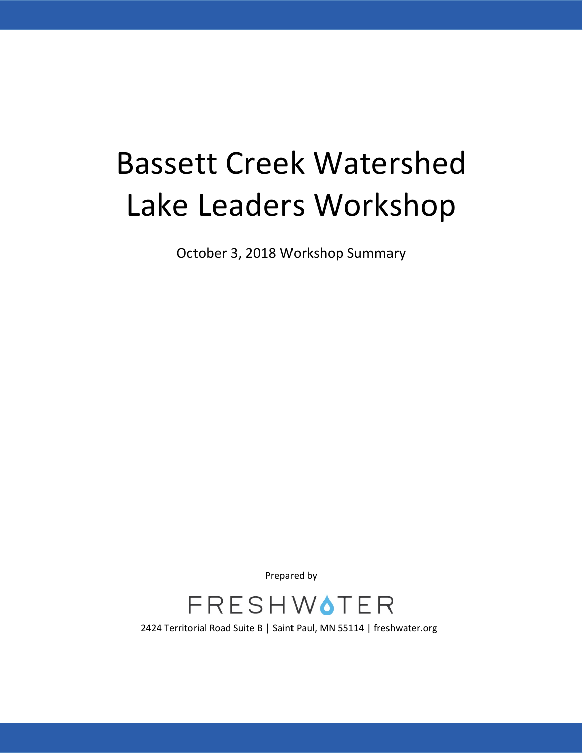# Bassett Creek Watershed Lake Leaders Workshop

October 3, 2018 Workshop Summary

Prepared by

FRESHWATER

2424 Territorial Road Suite B | Saint Paul, MN 55114 | freshwater.org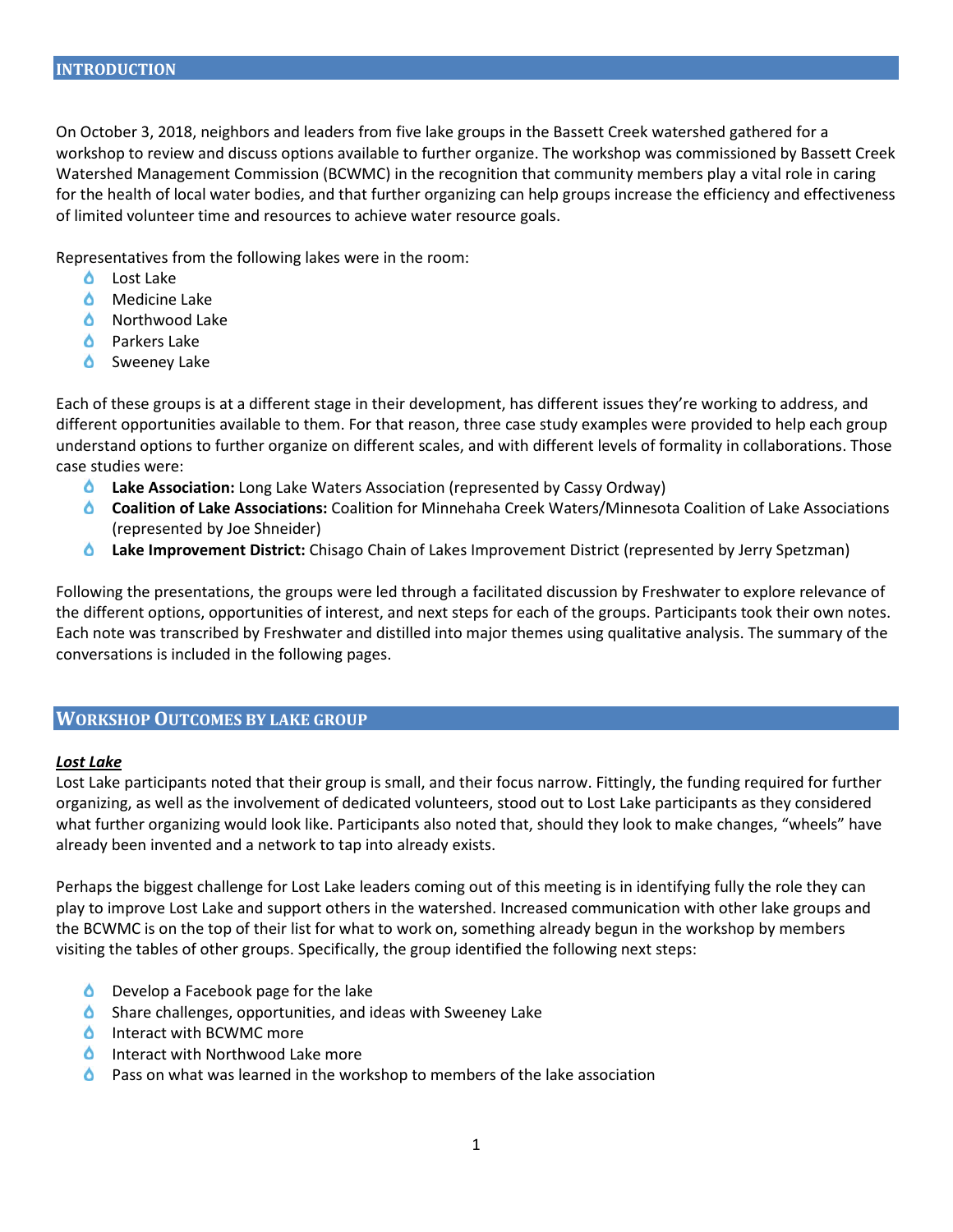## INTRODUCTION

On October 3, 2018, neighbors and leaders from five lake groups in the Bassett Creek watershed gathered for a workshop to review and discuss options available to further organize. The workshop was commissioned by Bassett Creek Watershed Management Commission (BCWMC) in the recognition that community members play a vital role in caring for the health of local water bodies, and that further organizing can help groups increase the efficiency and effectiveness of limited volunteer time and resources to achieve water resource goals.

Representatives from the following lakes were in the room:

- Lost Lake
- Medicine Lake
- Northwood Lake
- Parkers Lake
- Sweeney Lake

Each of these groups is at a different stage in their development, has different issues they're working to address, and different opportunities available to them. For that reason, three case study examples were provided to help each group understand options to further organize on different scales, and with different levels of formality in collaborations. Those case studies were:

- **Lake Association:** Long Lake Waters Association (represented by Cassy Ordway)
- **Coalition of Lake Associations:** Coalition for Minnehaha Creek Waters/Minnesota Coalition of Lake Associations (represented by Joe Shneider)
- **Lake Improvement District:** Chisago Chain of Lakes Improvement District (represented by Jerry Spetzman)

Following the presentations, the groups were led through a facilitated discussion by Freshwater to explore relevance of the different options, opportunities of interest, and next steps for each of the groups. Participants took their own notes. Each note was transcribed by Freshwater and distilled into major themes using qualitative analysis. The summary of the conversations is included in the following pages.

## WORKSHOP OUTCOMES BY LAKE GROUP

### ***Lost Lake***

Lost Lake participants noted that their group is small, and their focus narrow. Fittingly, the funding required for further organizing, as well as the involvement of dedicated volunteers, stood out to Lost Lake participants as they considered what further organizing would look like. Participants also noted that, should they look to make changes, "wheels" have already been invented and a network to tap into already exists.

Perhaps the biggest challenge for Lost Lake leaders coming out of this meeting is in identifying fully the role they can play to improve Lost Lake and support others in the watershed. Increased communication with other lake groups and the BCWMC is on the top of their list for what to work on, something already begun in the workshop by members visiting the tables of other groups. Specifically, the group identified the following next steps:

- Develop a Facebook page for the lake
- Share challenges, opportunities, and ideas with Sweeney Lake
- Interact with BCWMC more
- Interact with Northwood Lake more
- Pass on what was learned in the workshop to members of the lake association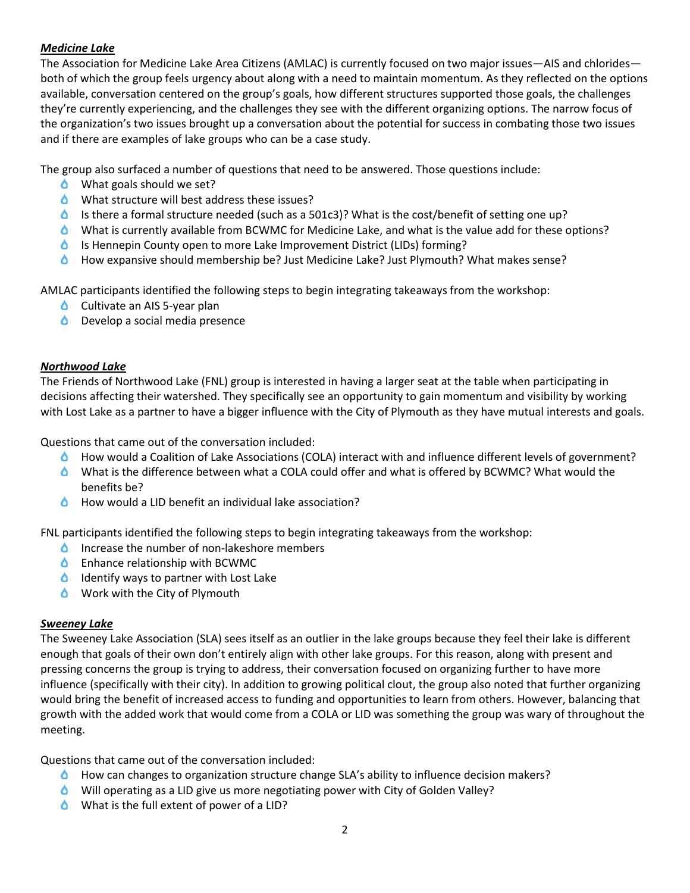***Medicine Lake***

The Association for Medicine Lake Area Citizens (AMLAC) is currently focused on two major issues—AIS and chlorides—both of which the group feels urgency about along with a need to maintain momentum. As they reflected on the options available, conversation centered on the group's goals, how different structures supported those goals, the challenges they're currently experiencing, and the challenges they see with the different organizing options. The narrow focus of the organization's two issues brought up a conversation about the potential for success in combating those two issues and if there are examples of lake groups who can be a case study.

The group also surfaced a number of questions that need to be answered. Those questions include:

- What goals should we set?
- What structure will best address these issues?
- Is there a formal structure needed (such as a 501c3)? What is the cost/benefit of setting one up?
- What is currently available from BCWMC for Medicine Lake, and what is the value add for these options?
- Is Hennepin County open to more Lake Improvement District (LIDs) forming?
- How expansive should membership be? Just Medicine Lake? Just Plymouth? What makes sense?

AMLAC participants identified the following steps to begin integrating takeaways from the workshop:

- Cultivate an AIS 5-year plan
- Develop a social media presence

***Northwood Lake***

The Friends of Northwood Lake (FNL) group is interested in having a larger seat at the table when participating in decisions affecting their watershed. They specifically see an opportunity to gain momentum and visibility by working with Lost Lake as a partner to have a bigger influence with the City of Plymouth as they have mutual interests and goals.

Questions that came out of the conversation included:

- How would a Coalition of Lake Associations (COLA) interact with and influence different levels of government?
- What is the difference between what a COLA could offer and what is offered by BCWMC? What would the benefits be?
- How would a LID benefit an individual lake association?

FNL participants identified the following steps to begin integrating takeaways from the workshop:

- Increase the number of non-lakeshore members
- Enhance relationship with BCWMC
- Identify ways to partner with Lost Lake
- Work with the City of Plymouth

***Sweeney Lake***

The Sweeney Lake Association (SLA) sees itself as an outlier in the lake groups because they feel their lake is different enough that goals of their own don't entirely align with other lake groups. For this reason, along with present and pressing concerns the group is trying to address, their conversation focused on organizing further to have more influence (specifically with their city). In addition to growing political clout, the group also noted that further organizing would bring the benefit of increased access to funding and opportunities to learn from others. However, balancing that growth with the added work that would come from a COLA or LID was something the group was wary of throughout the meeting.

Questions that came out of the conversation included:

- How can changes to organization structure change SLA's ability to influence decision makers?
- Will operating as a LID give us more negotiating power with City of Golden Valley?
- What is the full extent of power of a LID?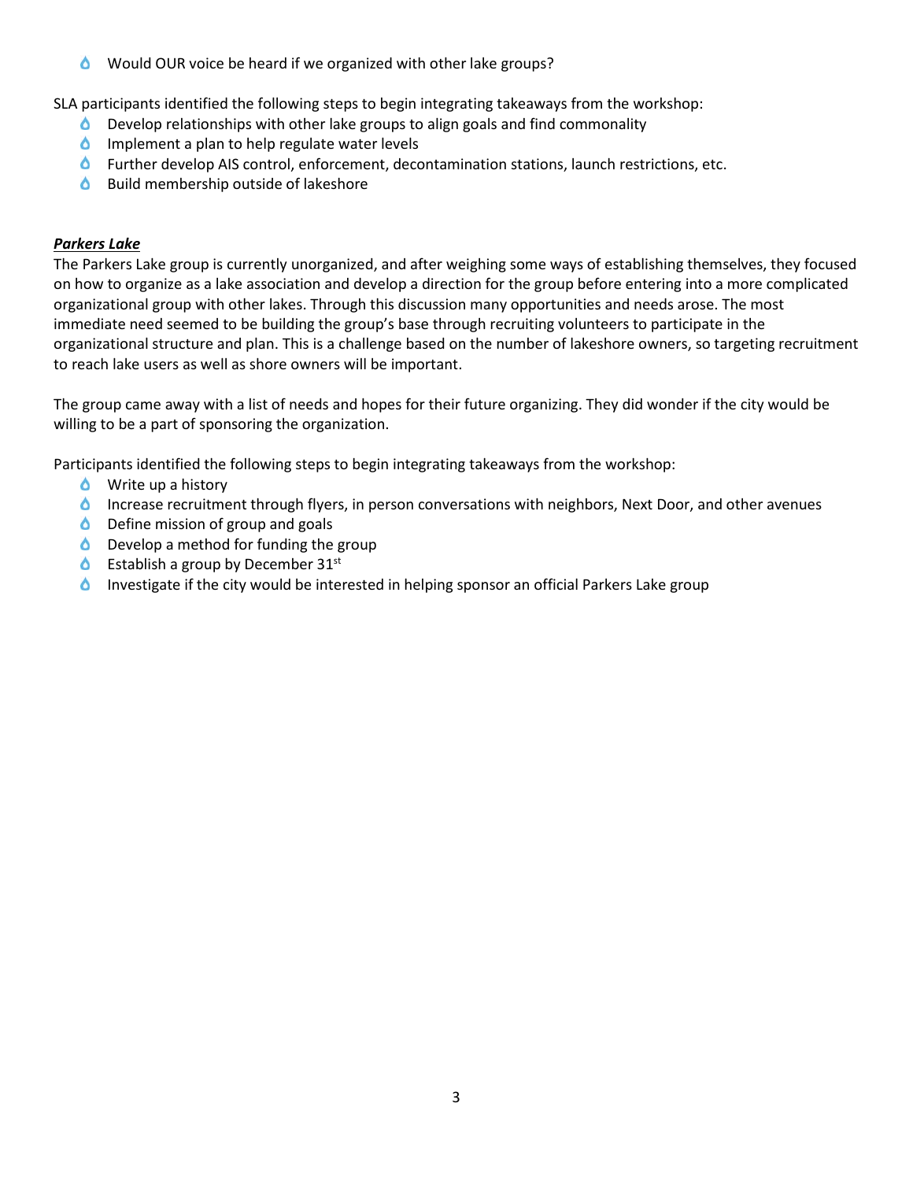- Would OUR voice be heard if we organized with other lake groups?

SLA participants identified the following steps to begin integrating takeaways from the workshop:

- Develop relationships with other lake groups to align goals and find commonality
- Implement a plan to help regulate water levels
- Further develop AIS control, enforcement, decontamination stations, launch restrictions, etc.
- Build membership outside of lakeshore

***Parkers Lake***

The Parkers Lake group is currently unorganized, and after weighing some ways of establishing themselves, they focused on how to organize as a lake association and develop a direction for the group before entering into a more complicated organizational group with other lakes. Through this discussion many opportunities and needs arose. The most immediate need seemed to be building the group's base through recruiting volunteers to participate in the organizational structure and plan. This is a challenge based on the number of lakeshore owners, so targeting recruitment to reach lake users as well as shore owners will be important.

The group came away with a list of needs and hopes for their future organizing. They did wonder if the city would be willing to be a part of sponsoring the organization.

Participants identified the following steps to begin integrating takeaways from the workshop:

- Write up a history
- Increase recruitment through flyers, in person conversations with neighbors, Next Door, and other avenues
- Define mission of group and goals
- Develop a method for funding the group
- Establish a group by December 31st
- Investigate if the city would be interested in helping sponsor an official Parkers Lake group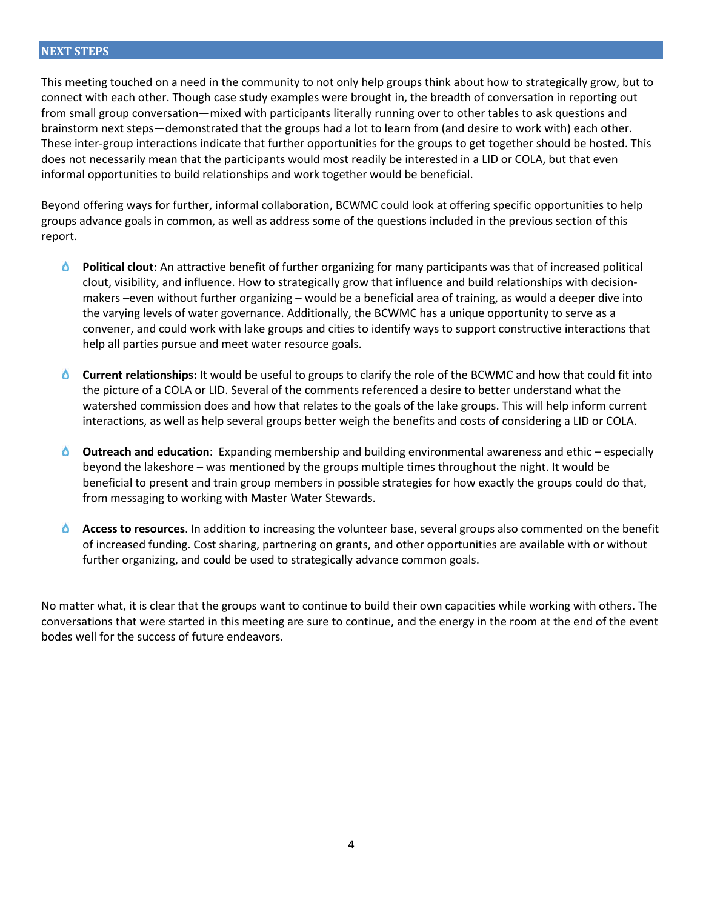## NEXT STEPS

This meeting touched on a need in the community to not only help groups think about how to strategically grow, but to connect with each other. Though case study examples were brought in, the breadth of conversation in reporting out from small group conversation—mixed with participants literally running over to other tables to ask questions and brainstorm next steps—demonstrated that the groups had a lot to learn from (and desire to work with) each other. These inter-group interactions indicate that further opportunities for the groups to get together should be hosted. This does not necessarily mean that the participants would most readily be interested in a LID or COLA, but that even informal opportunities to build relationships and work together would be beneficial.

Beyond offering ways for further, informal collaboration, BCWMC could look at offering specific opportunities to help groups advance goals in common, as well as address some of the questions included in the previous section of this report.

- **Political clout**: An attractive benefit of further organizing for many participants was that of increased political clout, visibility, and influence. How to strategically grow that influence and build relationships with decision-makers –even without further organizing – would be a beneficial area of training, as would a deeper dive into the varying levels of water governance. Additionally, the BCWMC has a unique opportunity to serve as a convener, and could work with lake groups and cities to identify ways to support constructive interactions that help all parties pursue and meet water resource goals.

- **Current relationships:** It would be useful to groups to clarify the role of the BCWMC and how that could fit into the picture of a COLA or LID. Several of the comments referenced a desire to better understand what the watershed commission does and how that relates to the goals of the lake groups. This will help inform current interactions, as well as help several groups better weigh the benefits and costs of considering a LID or COLA.

- **Outreach and education**: Expanding membership and building environmental awareness and ethic – especially beyond the lakeshore – was mentioned by the groups multiple times throughout the night. It would be beneficial to present and train group members in possible strategies for how exactly the groups could do that, from messaging to working with Master Water Stewards.

- **Access to resources**. In addition to increasing the volunteer base, several groups also commented on the benefit of increased funding. Cost sharing, partnering on grants, and other opportunities are available with or without further organizing, and could be used to strategically advance common goals.

No matter what, it is clear that the groups want to continue to build their own capacities while working with others. The conversations that were started in this meeting are sure to continue, and the energy in the room at the end of the event bodes well for the success of future endeavors.